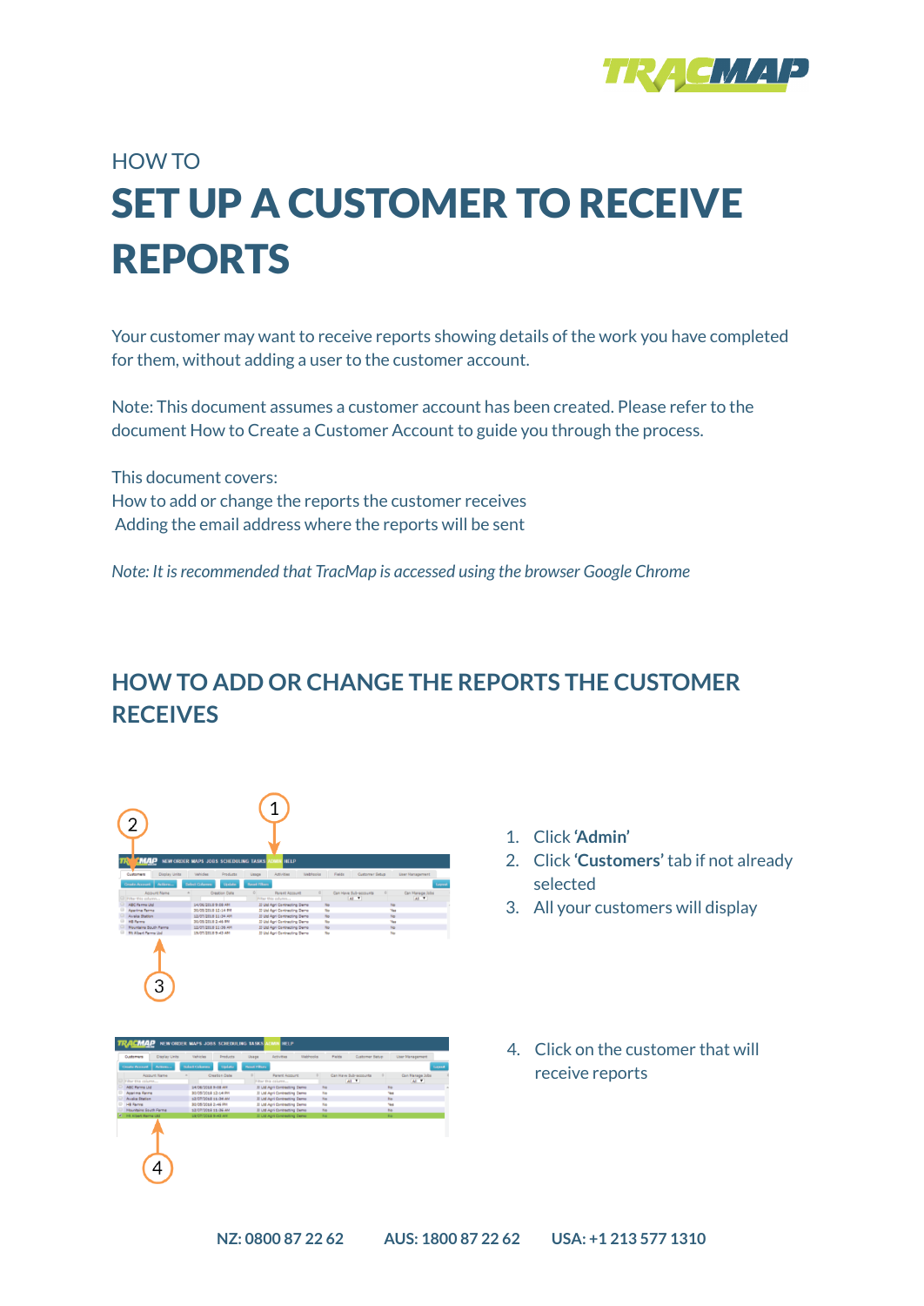HOW TO

# SET UP A CUSTOMER TO RECEIVE REPORTS

Your customer may want to receive reports showing details of the work you have completed for them, without adding a user to the customer account.

Note: This document assumes a customer account has been created. Please refer to the document How to Create a Customer Account to guide you through the process.

This document covers:
How to add or change the reports the customer receives
Adding the email address where the reports will be sent

*Note: It is recommended that TracMap is accessed using the browser Google Chrome*

## HOW TO ADD OR CHANGE THE REPORTS THE CUSTOMER RECEIVES

1. Click **'Admin'**
2. Click **'Customers'** tab if not already selected
3. All your customers will display

4. Click on the customer that will receive reports

NZ: 0800 87 22 62 AUS: 1800 87 22 62 USA: +1 213 577 1310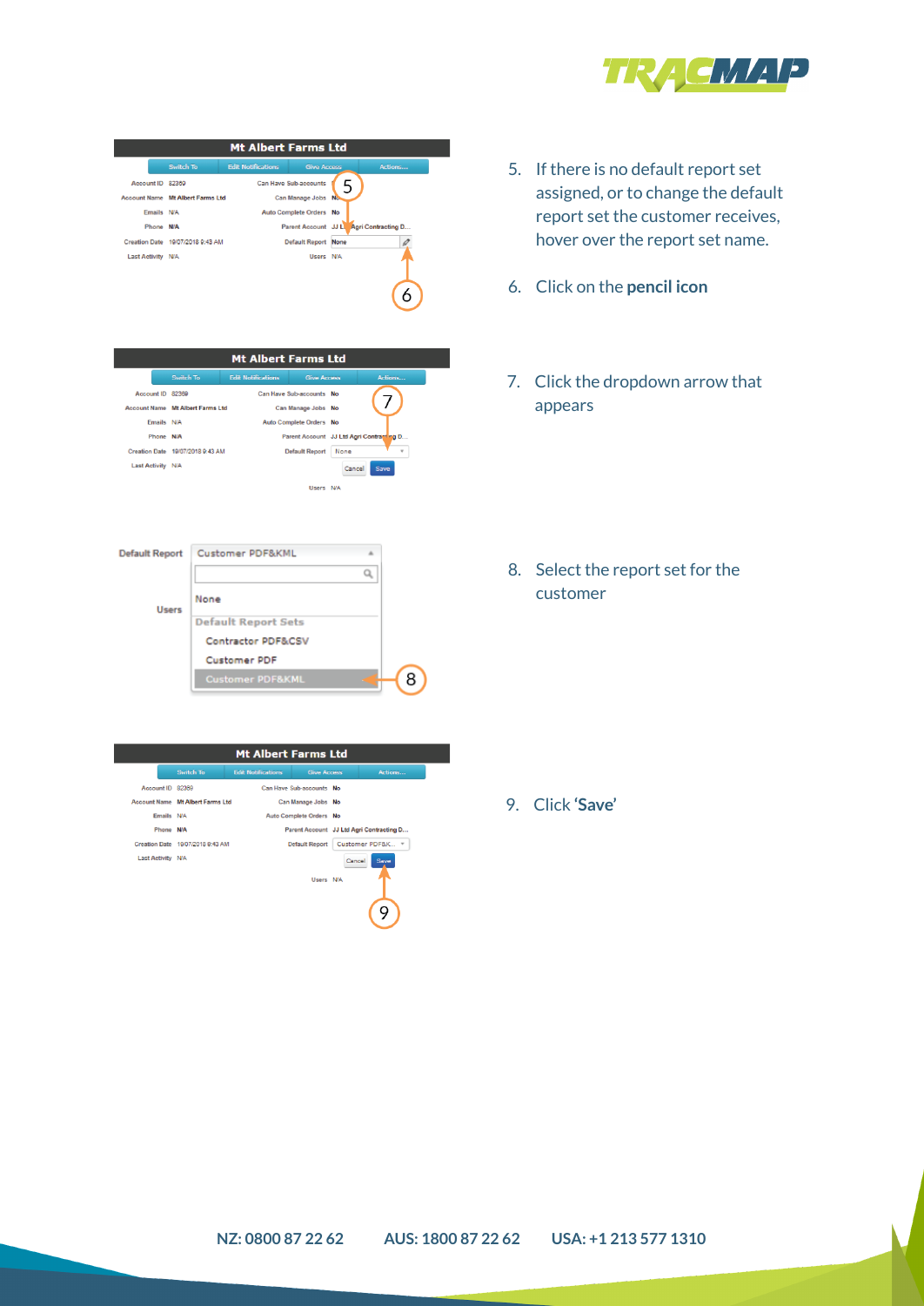5. If there is no default report set assigned, or to change the default report set the customer receives, hover over the report set name.

6. Click on the **pencil icon**

7. Click the dropdown arrow that appears

8. Select the report set for the customer

9. Click **'Save'**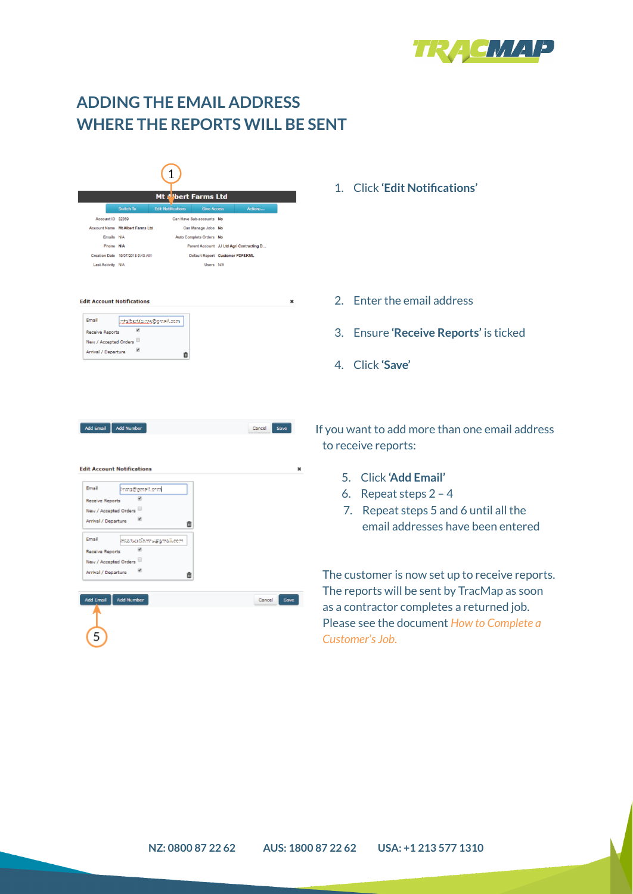# ADDING THE EMAIL ADDRESS WHERE THE REPORTS WILL BE SENT

1. Click **'Edit Notifications'**

2. Enter the email address

3. Ensure **'Receive Reports'** is ticked

4. Click **'Save'**

If you want to add more than one email address to receive reports:

5. Click **'Add Email'**
6. Repeat steps 2 – 4
7. Repeat steps 5 and 6 until all the email addresses have been entered

The customer is now set up to receive reports. The reports will be sent by TracMap as soon as a contractor completes a returned job. Please see the document *How to Complete a Customer's Job.*

NZ: 0800 87 22 62 AUS: 1800 87 22 62 USA: +1 213 577 1310